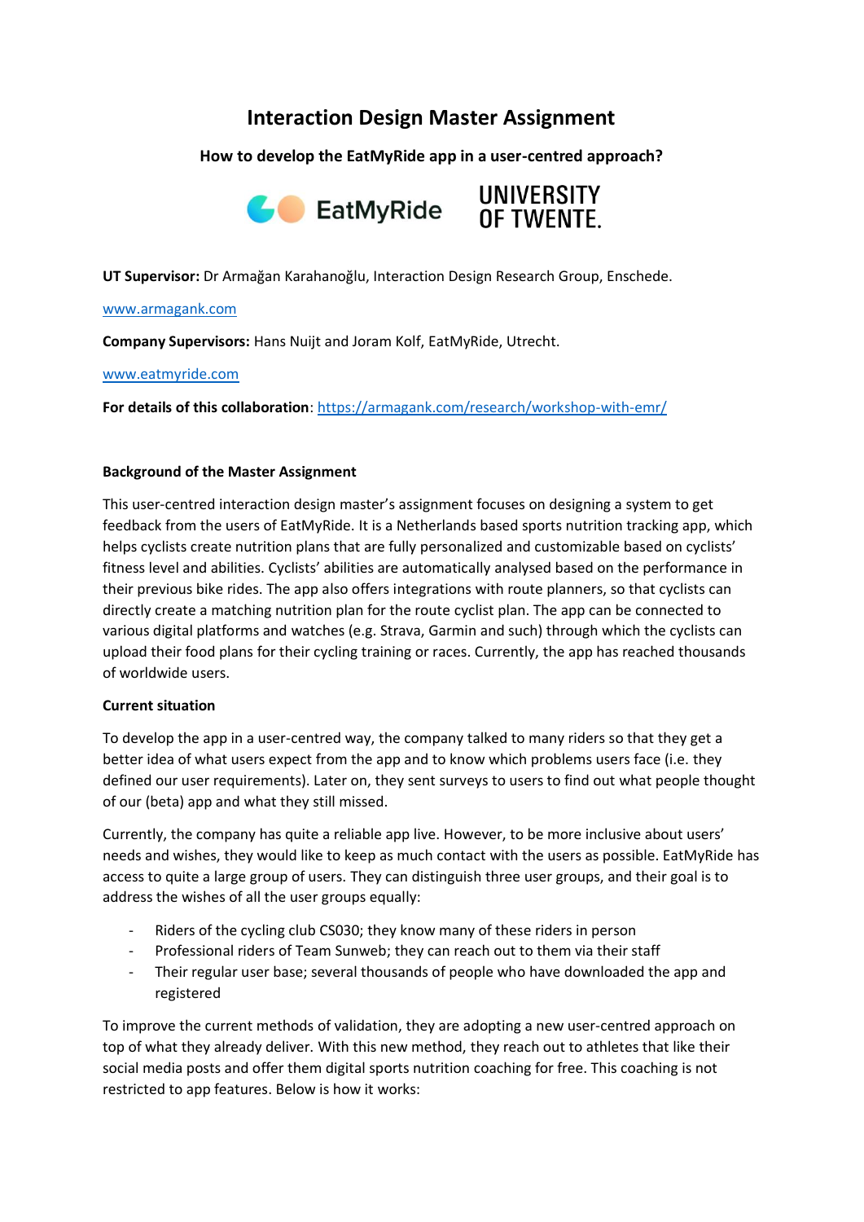# Interaction Design Master Assignment

**How to develop the EatMyRide app in a user-centred approach?**

EatMyRide UNIVERSITY OF TWENTE.

**UT Supervisor:** Dr Armağan Karahanoğlu, Interaction Design Research Group, Enschede.

www.armagank.com

**Company Supervisors:** Hans Nuijt and Joram Kolf, EatMyRide, Utrecht.

www.eatmyride.com

**For details of this collaboration**: https://armagank.com/research/workshop-with-emr/

**Background of the Master Assignment**

This user-centred interaction design master's assignment focuses on designing a system to get feedback from the users of EatMyRide. It is a Netherlands based sports nutrition tracking app, which helps cyclists create nutrition plans that are fully personalized and customizable based on cyclists' fitness level and abilities. Cyclists' abilities are automatically analysed based on the performance in their previous bike rides. The app also offers integrations with route planners, so that cyclists can directly create a matching nutrition plan for the route cyclist plan. The app can be connected to various digital platforms and watches (e.g. Strava, Garmin and such) through which the cyclists can upload their food plans for their cycling training or races. Currently, the app has reached thousands of worldwide users.

**Current situation**

To develop the app in a user-centred way, the company talked to many riders so that they get a better idea of what users expect from the app and to know which problems users face (i.e. they defined our user requirements). Later on, they sent surveys to users to find out what people thought of our (beta) app and what they still missed.

Currently, the company has quite a reliable app live. However, to be more inclusive about users' needs and wishes, they would like to keep as much contact with the users as possible. EatMyRide has access to quite a large group of users. They can distinguish three user groups, and their goal is to address the wishes of all the user groups equally:

- Riders of the cycling club CS030; they know many of these riders in person
- Professional riders of Team Sunweb; they can reach out to them via their staff
- Their regular user base; several thousands of people who have downloaded the app and registered

To improve the current methods of validation, they are adopting a new user-centred approach on top of what they already deliver. With this new method, they reach out to athletes that like their social media posts and offer them digital sports nutrition coaching for free. This coaching is not restricted to app features. Below is how it works: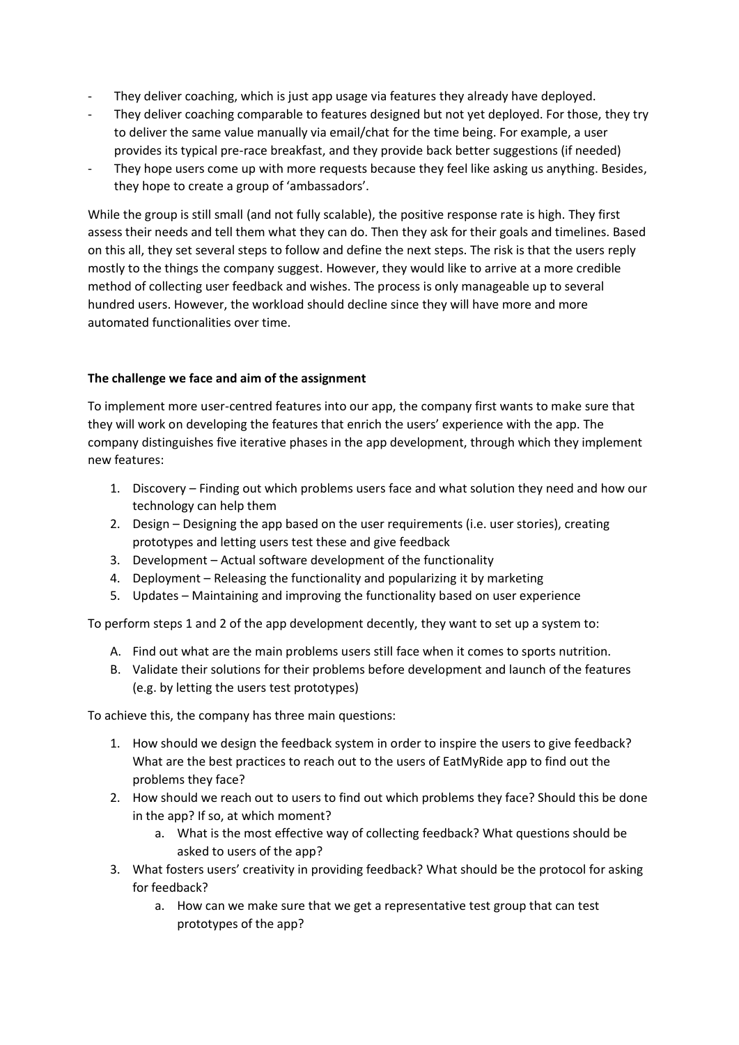- They deliver coaching, which is just app usage via features they already have deployed.
- They deliver coaching comparable to features designed but not yet deployed. For those, they try to deliver the same value manually via email/chat for the time being. For example, a user provides its typical pre-race breakfast, and they provide back better suggestions (if needed)
- They hope users come up with more requests because they feel like asking us anything. Besides, they hope to create a group of 'ambassadors'.

While the group is still small (and not fully scalable), the positive response rate is high. They first assess their needs and tell them what they can do. Then they ask for their goals and timelines. Based on this all, they set several steps to follow and define the next steps. The risk is that the users reply mostly to the things the company suggest. However, they would like to arrive at a more credible method of collecting user feedback and wishes. The process is only manageable up to several hundred users. However, the workload should decline since they will have more and more automated functionalities over time.

**The challenge we face and aim of the assignment**

To implement more user-centred features into our app, the company first wants to make sure that they will work on developing the features that enrich the users' experience with the app. The company distinguishes five iterative phases in the app development, through which they implement new features:

1. Discovery – Finding out which problems users face and what solution they need and how our technology can help them
2. Design – Designing the app based on the user requirements (i.e. user stories), creating prototypes and letting users test these and give feedback
3. Development – Actual software development of the functionality
4. Deployment – Releasing the functionality and popularizing it by marketing
5. Updates – Maintaining and improving the functionality based on user experience

To perform steps 1 and 2 of the app development decently, they want to set up a system to:

A. Find out what are the main problems users still face when it comes to sports nutrition.
B. Validate their solutions for their problems before development and launch of the features (e.g. by letting the users test prototypes)

To achieve this, the company has three main questions:

1. How should we design the feedback system in order to inspire the users to give feedback? What are the best practices to reach out to the users of EatMyRide app to find out the problems they face?
2. How should we reach out to users to find out which problems they face? Should this be done in the app? If so, at which moment?
   a. What is the most effective way of collecting feedback? What questions should be asked to users of the app?
3. What fosters users' creativity in providing feedback? What should be the protocol for asking for feedback?
   a. How can we make sure that we get a representative test group that can test prototypes of the app?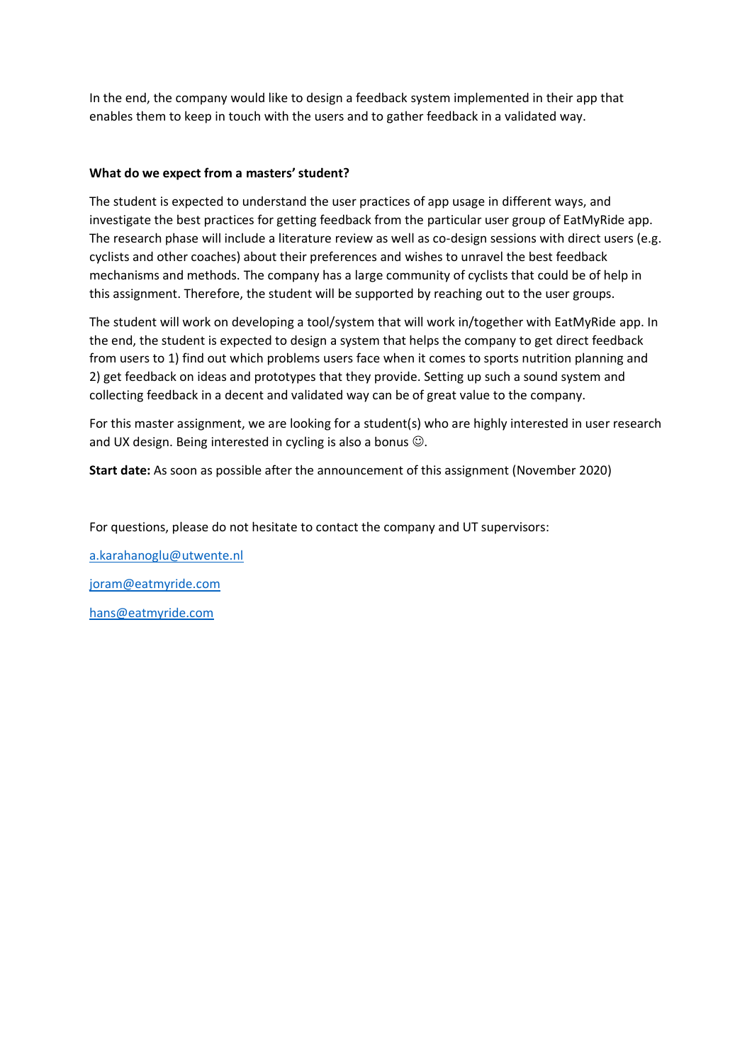In the end, the company would like to design a feedback system implemented in their app that enables them to keep in touch with the users and to gather feedback in a validated way.

**What do we expect from a masters' student?**

The student is expected to understand the user practices of app usage in different ways, and investigate the best practices for getting feedback from the particular user group of EatMyRide app. The research phase will include a literature review as well as co-design sessions with direct users (e.g. cyclists and other coaches) about their preferences and wishes to unravel the best feedback mechanisms and methods. The company has a large community of cyclists that could be of help in this assignment. Therefore, the student will be supported by reaching out to the user groups.

The student will work on developing a tool/system that will work in/together with EatMyRide app. In the end, the student is expected to design a system that helps the company to get direct feedback from users to 1) find out which problems users face when it comes to sports nutrition planning and 2) get feedback on ideas and prototypes that they provide. Setting up such a sound system and collecting feedback in a decent and validated way can be of great value to the company.

For this master assignment, we are looking for a student(s) who are highly interested in user research and UX design. Being interested in cycling is also a bonus ☺.

**Start date:** As soon as possible after the announcement of this assignment (November 2020)

For questions, please do not hesitate to contact the company and UT supervisors:

a.karahanoglu@utwente.nl

joram@eatmyride.com

hans@eatmyride.com